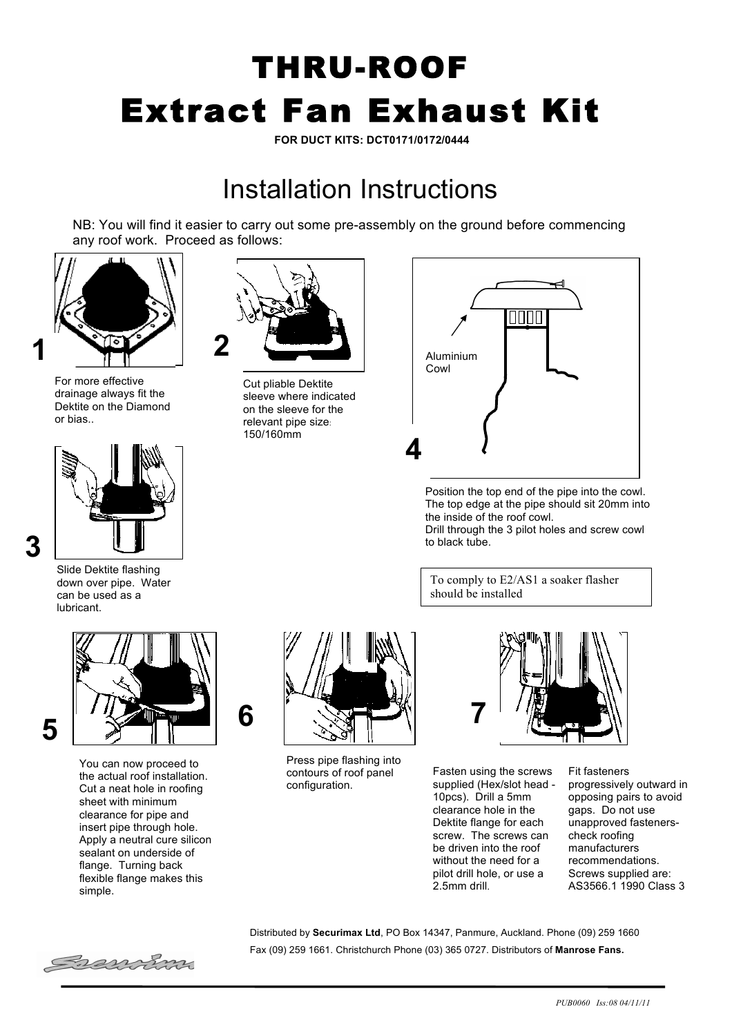# THRU-ROOF
# Extract Fan Exhaust Kit

**FOR DUCT KITS: DCT0171/0172/0444**

## Installation Instructions

NB: You will find it easier to carry out some pre-assembly on the ground before commencing any roof work. Proceed as follows:

**1** For more effective drainage always fit the Dektite on the Diamond or bias..

**2** Cut pliable Dektite sleeve where indicated on the sleeve for the relevant pipe size: 150/160mm

**3** Slide Dektite flashing down over pipe. Water can be used as a lubricant.

**4** Aluminium Cowl

Position the top end of the pipe into the cowl. The top edge at the pipe should sit 20mm into the inside of the roof cowl.
Drill through the 3 pilot holes and screw cowl to black tube.

To comply to E2/AS1 a soaker flasher should be installed

**5** You can now proceed to the actual roof installation. Cut a neat hole in roofing sheet with minimum clearance for pipe and insert pipe through hole. Apply a neutral cure silicon sealant on underside of flange. Turning back flexible flange makes this simple.

**6** Press pipe flashing into contours of roof panel configuration.

**7** Fasten using the screws supplied (Hex/slot head - 10pcs). Drill a 5mm clearance hole in the Dektite flange for each screw. The screws can be driven into the roof without the need for a pilot drill hole, or use a 2.5mm drill.

Fit fasteners progressively outward in opposing pairs to avoid gaps. Do not use unapproved fasteners- check roofing manufacturers recommendations. Screws supplied are: AS3566.1 1990 Class 3

Distributed by **Securimax Ltd**, PO Box 14347, Panmure, Auckland. Phone (09) 259 1660 Fax (09) 259 1661. Christchurch Phone (03) 365 0727. Distributors of **Manrose Fans.**

*PUB0060 Iss:08 04/11/11*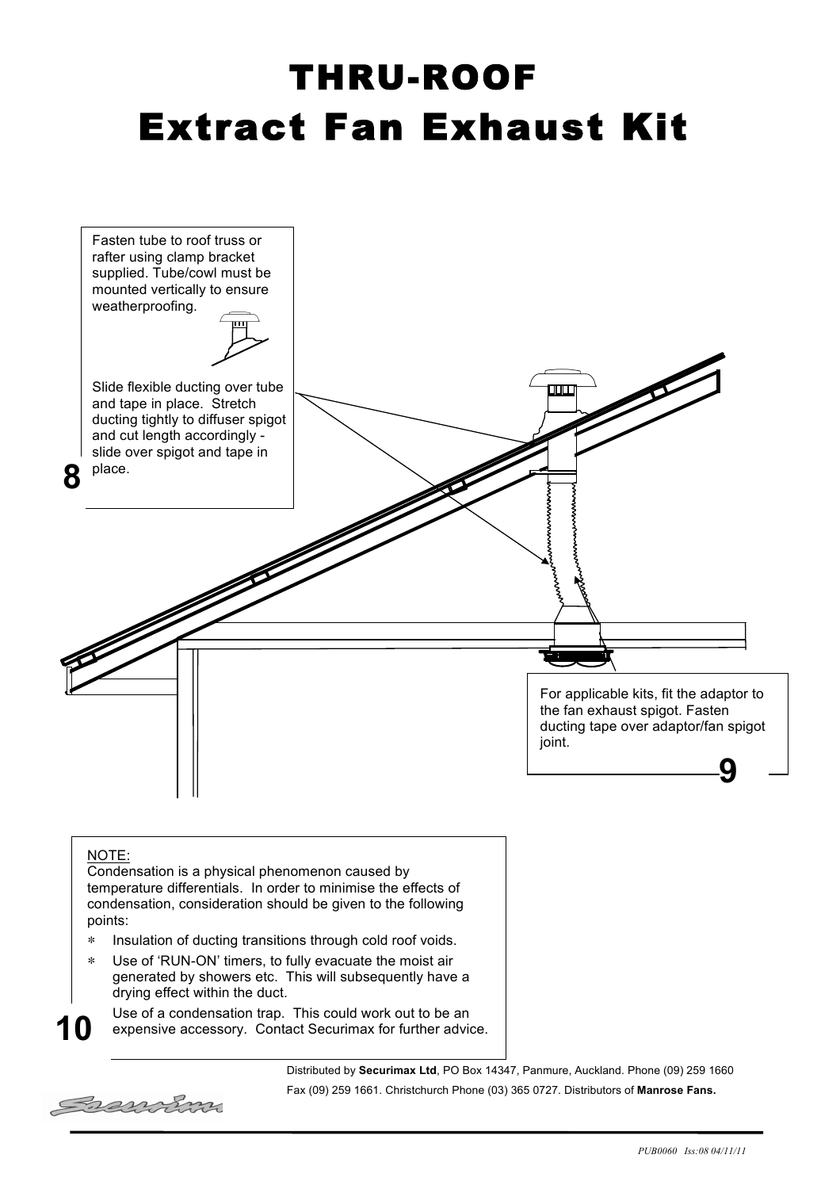# THRU-ROOF
# Extract Fan Exhaust Kit

Fasten tube to roof truss or rafter using clamp bracket supplied. Tube/cowl must be mounted vertically to ensure weatherproofing.

Slide flexible ducting over tube and tape in place. Stretch ducting tightly to diffuser spigot and cut length accordingly - slide over spigot and tape in place.

**8**

For applicable kits, fit the adaptor to the fan exhaust spigot. Fasten ducting tape over adaptor/fan spigot joint.

**9**

NOTE:
Condensation is a physical phenomenon caused by temperature differentials. In order to minimise the effects of condensation, consideration should be given to the following points:

* Insulation of ducting transitions through cold roof voids.
* Use of 'RUN-ON' timers, to fully evacuate the moist air generated by showers etc. This will subsequently have a drying effect within the duct.
* Use of a condensation trap. This could work out to be an expensive accessory. Contact Securimax for further advice.

**10**

Distributed by **Securimax Ltd**, PO Box 14347, Panmure, Auckland. Phone (09) 259 1660 Fax (09) 259 1661. Christchurch Phone (03) 365 0727. Distributors of **Manrose Fans.**

*PUB0060 Iss:08 04/11/11*